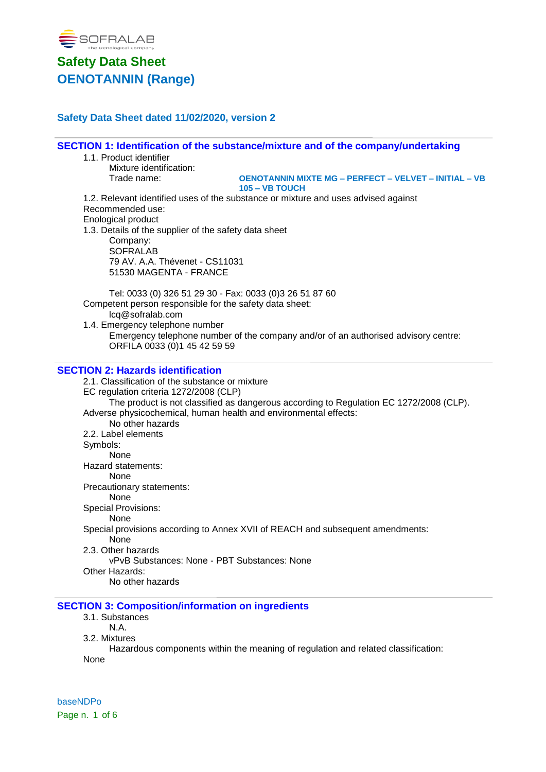SOFRALAB
The Oenological Company

# Safety Data Sheet
# OENOTANNIN (Range)

### Safety Data Sheet dated 11/02/2020, version 2

## SECTION 1: Identification of the substance/mixture and of the company/undertaking

1.1. Product identifier

Mixture identification:

Trade name: **OENOTANNIN MIXTE MG – PERFECT – VELVET – INITIAL – VB 105 – VB TOUCH**

1.2. Relevant identified uses of the substance or mixture and uses advised against

Recommended use:

Enological product

1.3. Details of the supplier of the safety data sheet

Company:
SOFRALAB
79 AV. A.A. Thévenet - CS11031
51530 MAGENTA - FRANCE

Tel: 0033 (0) 326 51 29 30 - Fax: 0033 (0)3 26 51 87 60

Competent person responsible for the safety data sheet:
lcq@sofralab.com

1.4. Emergency telephone number

Emergency telephone number of the company and/or of an authorised advisory centre:
ORFILA 0033 (0)1 45 42 59 59

## SECTION 2: Hazards identification

2.1. Classification of the substance or mixture

EC regulation criteria 1272/2008 (CLP)

The product is not classified as dangerous according to Regulation EC 1272/2008 (CLP).

Adverse physicochemical, human health and environmental effects:

No other hazards

2.2. Label elements

Symbols:

None

Hazard statements:

None

Precautionary statements:

None

Special Provisions:

None

Special provisions according to Annex XVII of REACH and subsequent amendments:

None

2.3. Other hazards

vPvB Substances: None - PBT Substances: None

Other Hazards:

No other hazards

## SECTION 3: Composition/information on ingredients

3.1. Substances

N.A.

3.2. Mixtures

Hazardous components within the meaning of regulation and related classification:

None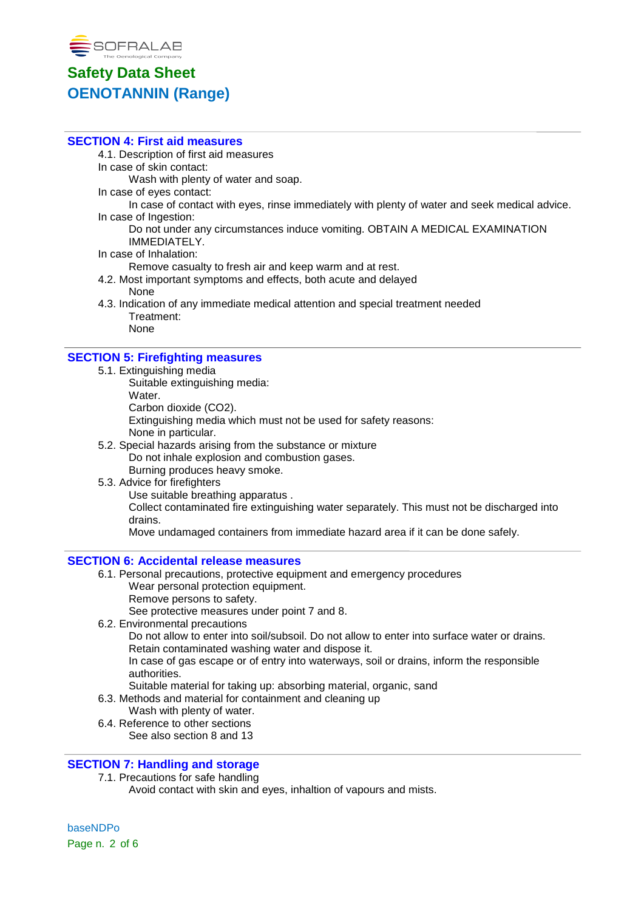## SECTION 4: First aid measures

4.1. Description of first aid measures

In case of skin contact:

Wash with plenty of water and soap.

In case of eyes contact:

In case of contact with eyes, rinse immediately with plenty of water and seek medical advice.

In case of Ingestion:

Do not under any circumstances induce vomiting. OBTAIN A MEDICAL EXAMINATION IMMEDIATELY.

In case of Inhalation:

Remove casualty to fresh air and keep warm and at rest.

4.2. Most important symptoms and effects, both acute and delayed

None

4.3. Indication of any immediate medical attention and special treatment needed

Treatment:

None

## SECTION 5: Firefighting measures

5.1. Extinguishing media

Suitable extinguishing media:

Water.

Carbon dioxide ($CO_2$).

Extinguishing media which must not be used for safety reasons:

None in particular.

5.2. Special hazards arising from the substance or mixture

Do not inhale explosion and combustion gases.

Burning produces heavy smoke.

5.3. Advice for firefighters

Use suitable breathing apparatus .

Collect contaminated fire extinguishing water separately. This must not be discharged into drains.

Move undamaged containers from immediate hazard area if it can be done safely.

## SECTION 6: Accidental release measures

6.1. Personal precautions, protective equipment and emergency procedures

Wear personal protection equipment.

Remove persons to safety.

See protective measures under point 7 and 8.

6.2. Environmental precautions

Do not allow to enter into soil/subsoil. Do not allow to enter into surface water or drains.

Retain contaminated washing water and dispose it.

In case of gas escape or of entry into waterways, soil or drains, inform the responsible authorities.

Suitable material for taking up: absorbing material, organic, sand

6.3. Methods and material for containment and cleaning up

Wash with plenty of water.

6.4. Reference to other sections

See also section 8 and 13

## SECTION 7: Handling and storage

7.1. Precautions for safe handling

Avoid contact with skin and eyes, inhaltion of vapours and mists.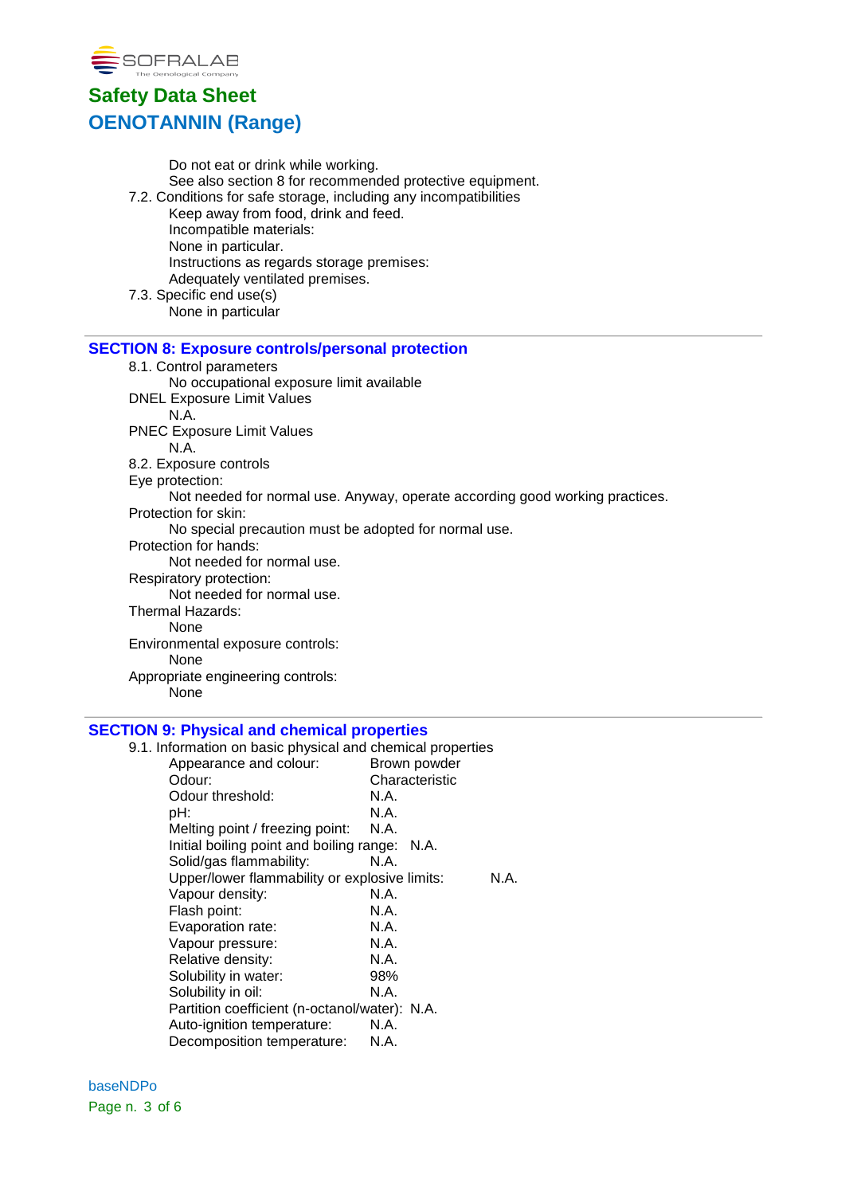Do not eat or drink while working.
See also section 8 for recommended protective equipment.

7.2. Conditions for safe storage, including any incompatibilities
Keep away from food, drink and feed.
Incompatible materials:
None in particular.
Instructions as regards storage premises:
Adequately ventilated premises.

7.3. Specific end use(s)
None in particular

## SECTION 8: Exposure controls/personal protection

8.1. Control parameters
No occupational exposure limit available

DNEL Exposure Limit Values
N.A.

PNEC Exposure Limit Values
N.A.

8.2. Exposure controls

Eye protection:
Not needed for normal use. Anyway, operate according good working practices.

Protection for skin:
No special precaution must be adopted for normal use.

Protection for hands:
Not needed for normal use.

Respiratory protection:
Not needed for normal use.

Thermal Hazards:
None

Environmental exposure controls:
None

Appropriate engineering controls:
None

## SECTION 9: Physical and chemical properties

9.1. Information on basic physical and chemical properties

| Property | Value |
|---|---|
| Appearance and colour: | Brown powder |
| Odour: | Characteristic |
| Odour threshold: | N.A. |
| pH: | N.A. |
| Melting point / freezing point: | N.A. |
| Initial boiling point and boiling range: | N.A. |
| Solid/gas flammability: | N.A. |
| Upper/lower flammability or explosive limits: | N.A. |
| Vapour density: | N.A. |
| Flash point: | N.A. |
| Evaporation rate: | N.A. |
| Vapour pressure: | N.A. |
| Relative density: | N.A. |
| Solubility in water: | 98% |
| Solubility in oil: | N.A. |
| Partition coefficient (n-octanol/water): | N.A. |
| Auto-ignition temperature: | N.A. |
| Decomposition temperature: | N.A. |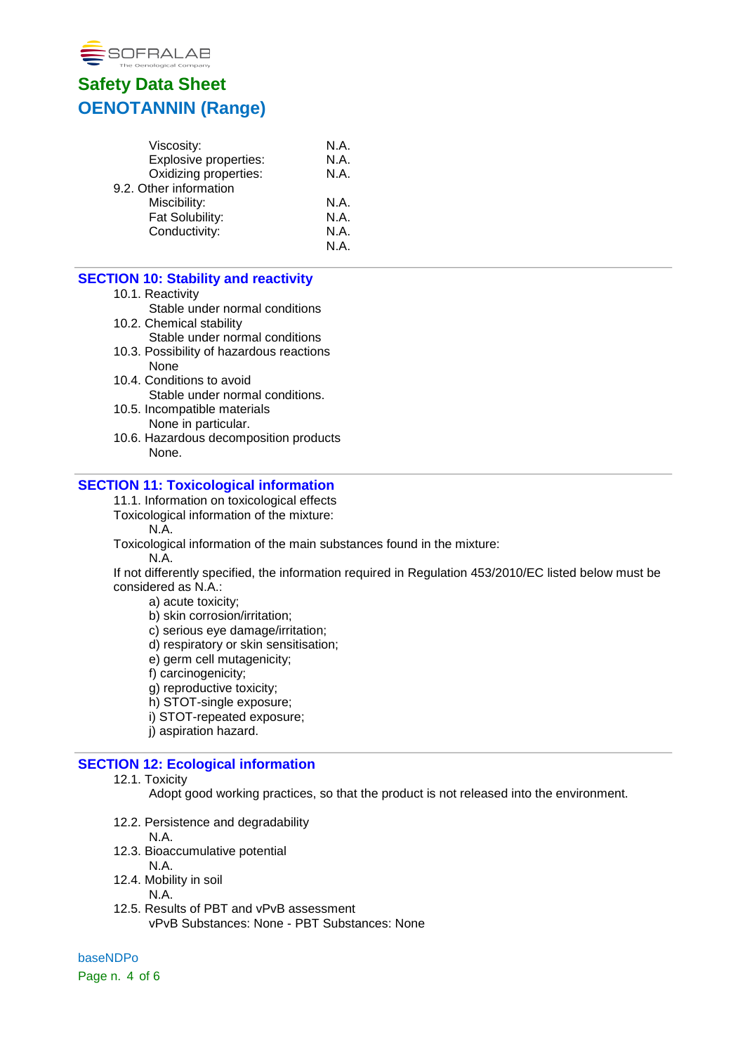| | |
|---|---|
| Viscosity: | N.A. |
| Explosive properties: | N.A. |
| Oxidizing properties: | N.A. |

9.2. Other information

| | |
|---|---|
| Miscibility: | N.A. |
| Fat Solubility: | N.A. |
| Conductivity: | N.A. |
| | N.A. |

## SECTION 10: Stability and reactivity

10.1. Reactivity
Stable under normal conditions

10.2. Chemical stability
Stable under normal conditions

10.3. Possibility of hazardous reactions
None

10.4. Conditions to avoid
Stable under normal conditions.

10.5. Incompatible materials
None in particular.

10.6. Hazardous decomposition products
None.

## SECTION 11: Toxicological information

11.1. Information on toxicological effects

Toxicological information of the mixture:
N.A.

Toxicological information of the main substances found in the mixture:
N.A.

If not differently specified, the information required in Regulation 453/2010/EC listed below must be considered as N.A.:

a) acute toxicity;
b) skin corrosion/irritation;
c) serious eye damage/irritation;
d) respiratory or skin sensitisation;
e) germ cell mutagenicity;
f) carcinogenicity;
g) reproductive toxicity;
h) STOT-single exposure;
i) STOT-repeated exposure;
j) aspiration hazard.

## SECTION 12: Ecological information

12.1. Toxicity
Adopt good working practices, so that the product is not released into the environment.

12.2. Persistence and degradability
N.A.

12.3. Bioaccumulative potential
N.A.

12.4. Mobility in soil
N.A.

12.5. Results of PBT and vPvB assessment
vPvB Substances: None - PBT Substances: None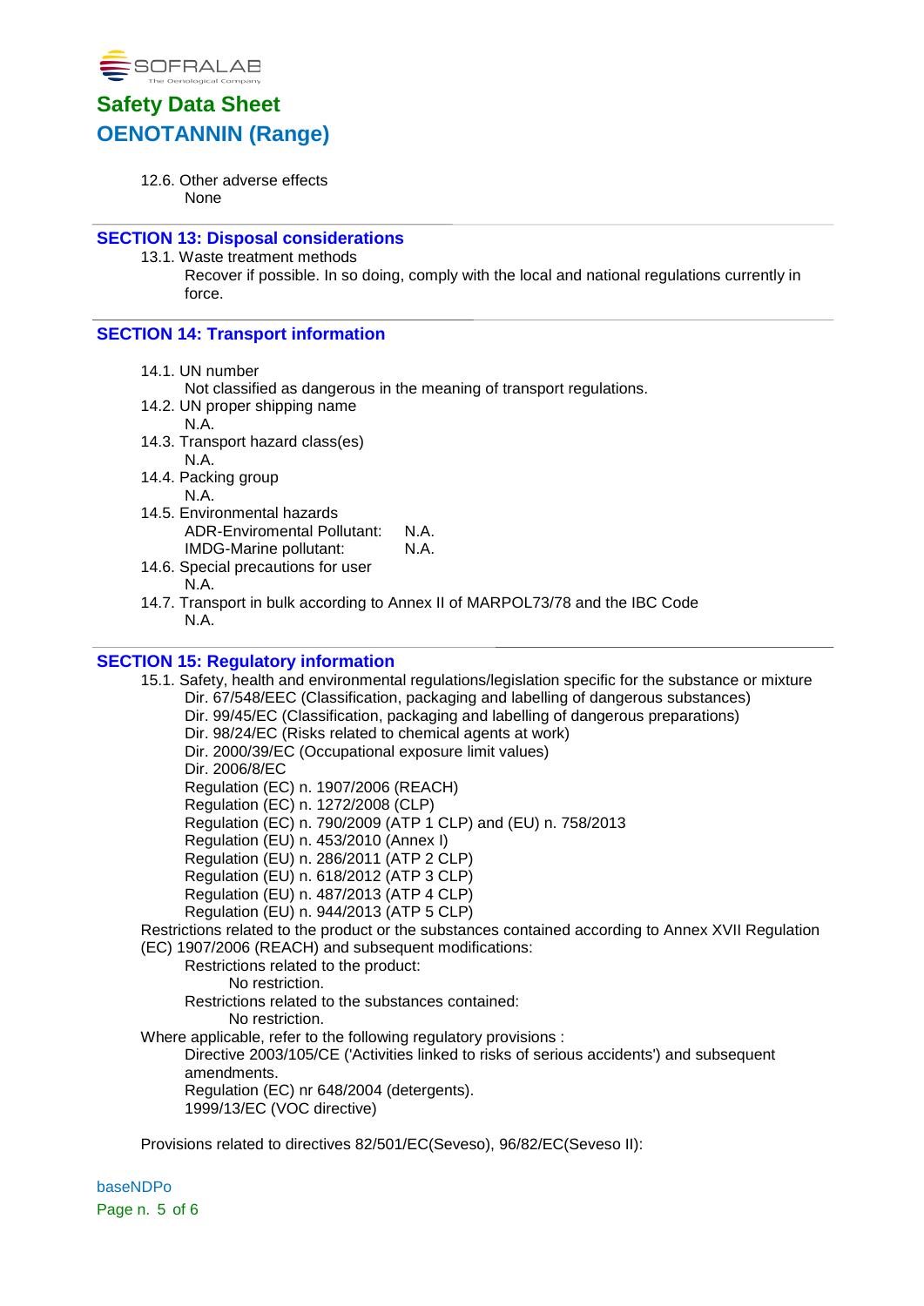12.6. Other adverse effects

None

## SECTION 13: Disposal considerations

13.1. Waste treatment methods

Recover if possible. In so doing, comply with the local and national regulations currently in force.

## SECTION 14: Transport information

14.1. UN number

Not classified as dangerous in the meaning of transport regulations.

14.2. UN proper shipping name

N.A.

14.3. Transport hazard class(es)

N.A.

14.4. Packing group

N.A.

14.5. Environmental hazards

ADR-Enviromental Pollutant: N.A.
IMDG-Marine pollutant: N.A.

14.6. Special precautions for user

N.A.

14.7. Transport in bulk according to Annex II of MARPOL73/78 and the IBC Code

N.A.

## SECTION 15: Regulatory information

15.1. Safety, health and environmental regulations/legislation specific for the substance or mixture

Dir. 67/548/EEC (Classification, packaging and labelling of dangerous substances)
Dir. 99/45/EC (Classification, packaging and labelling of dangerous preparations)
Dir. 98/24/EC (Risks related to chemical agents at work)
Dir. 2000/39/EC (Occupational exposure limit values)
Dir. 2006/8/EC
Regulation (EC) n. 1907/2006 (REACH)
Regulation (EC) n. 1272/2008 (CLP)
Regulation (EC) n. 790/2009 (ATP 1 CLP) and (EU) n. 758/2013
Regulation (EU) n. 453/2010 (Annex I)
Regulation (EU) n. 286/2011 (ATP 2 CLP)
Regulation (EU) n. 618/2012 (ATP 3 CLP)
Regulation (EU) n. 487/2013 (ATP 4 CLP)
Regulation (EU) n. 944/2013 (ATP 5 CLP)

Restrictions related to the product or the substances contained according to Annex XVII Regulation (EC) 1907/2006 (REACH) and subsequent modifications:

Restrictions related to the product:

No restriction.

Restrictions related to the substances contained:

No restriction.

Where applicable, refer to the following regulatory provisions :

Directive 2003/105/CE ('Activities linked to risks of serious accidents') and subsequent amendments.
Regulation (EC) nr 648/2004 (detergents).
1999/13/EC (VOC directive)

Provisions related to directives 82/501/EC(Seveso), 96/82/EC(Seveso II):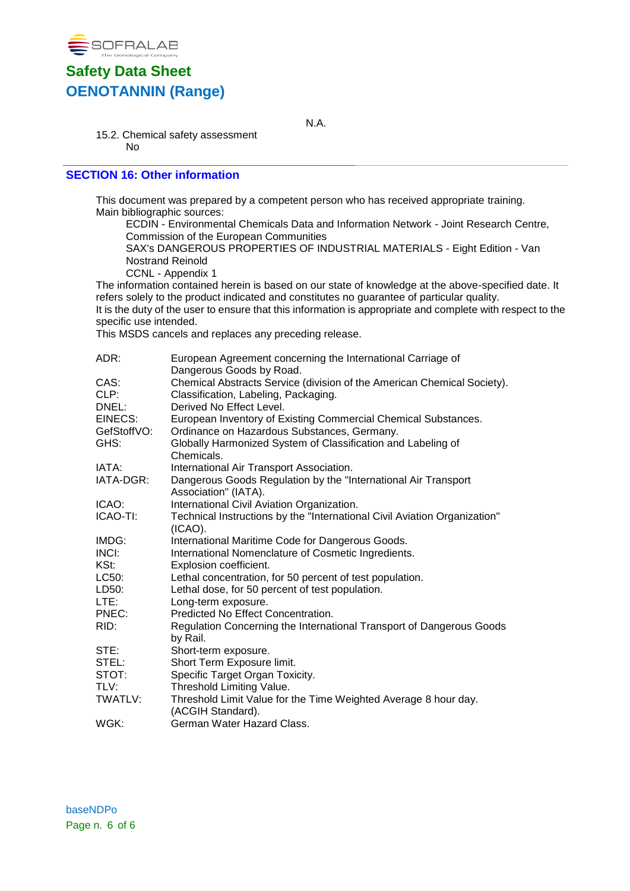N.A.

15.2. Chemical safety assessment

No

## SECTION 16: Other information

This document was prepared by a competent person who has received appropriate training.

Main bibliographic sources:

ECDIN - Environmental Chemicals Data and Information Network - Joint Research Centre, Commission of the European Communities

SAX's DANGEROUS PROPERTIES OF INDUSTRIAL MATERIALS - Eight Edition - Van Nostrand Reinold

CCNL - Appendix 1

The information contained herein is based on our state of knowledge at the above-specified date. It refers solely to the product indicated and constitutes no guarantee of particular quality.

It is the duty of the user to ensure that this information is appropriate and complete with respect to the specific use intended.

This MSDS cancels and replaces any preceding release.

| | |
|---|---|
| ADR: | European Agreement concerning the International Carriage of Dangerous Goods by Road. |
| CAS: | Chemical Abstracts Service (division of the American Chemical Society). |
| CLP: | Classification, Labeling, Packaging. |
| DNEL: | Derived No Effect Level. |
| EINECS: | European Inventory of Existing Commercial Chemical Substances. |
| GefStoffVO: | Ordinance on Hazardous Substances, Germany. |
| GHS: | Globally Harmonized System of Classification and Labeling of Chemicals. |
| IATA: | International Air Transport Association. |
| IATA-DGR: | Dangerous Goods Regulation by the "International Air Transport Association" (IATA). |
| ICAO: | International Civil Aviation Organization. |
| ICAO-TI: | Technical Instructions by the "International Civil Aviation Organization" (ICAO). |
| IMDG: | International Maritime Code for Dangerous Goods. |
| INCI: | International Nomenclature of Cosmetic Ingredients. |
| KSt: | Explosion coefficient. |
| LC50: | Lethal concentration, for 50 percent of test population. |
| LD50: | Lethal dose, for 50 percent of test population. |
| LTE: | Long-term exposure. |
| PNEC: | Predicted No Effect Concentration. |
| RID: | Regulation Concerning the International Transport of Dangerous Goods by Rail. |
| STE: | Short-term exposure. |
| STEL: | Short Term Exposure limit. |
| STOT: | Specific Target Organ Toxicity. |
| TLV: | Threshold Limiting Value. |
| TWATLV: | Threshold Limit Value for the Time Weighted Average 8 hour day. (ACGIH Standard). |
| WGK: | German Water Hazard Class. |